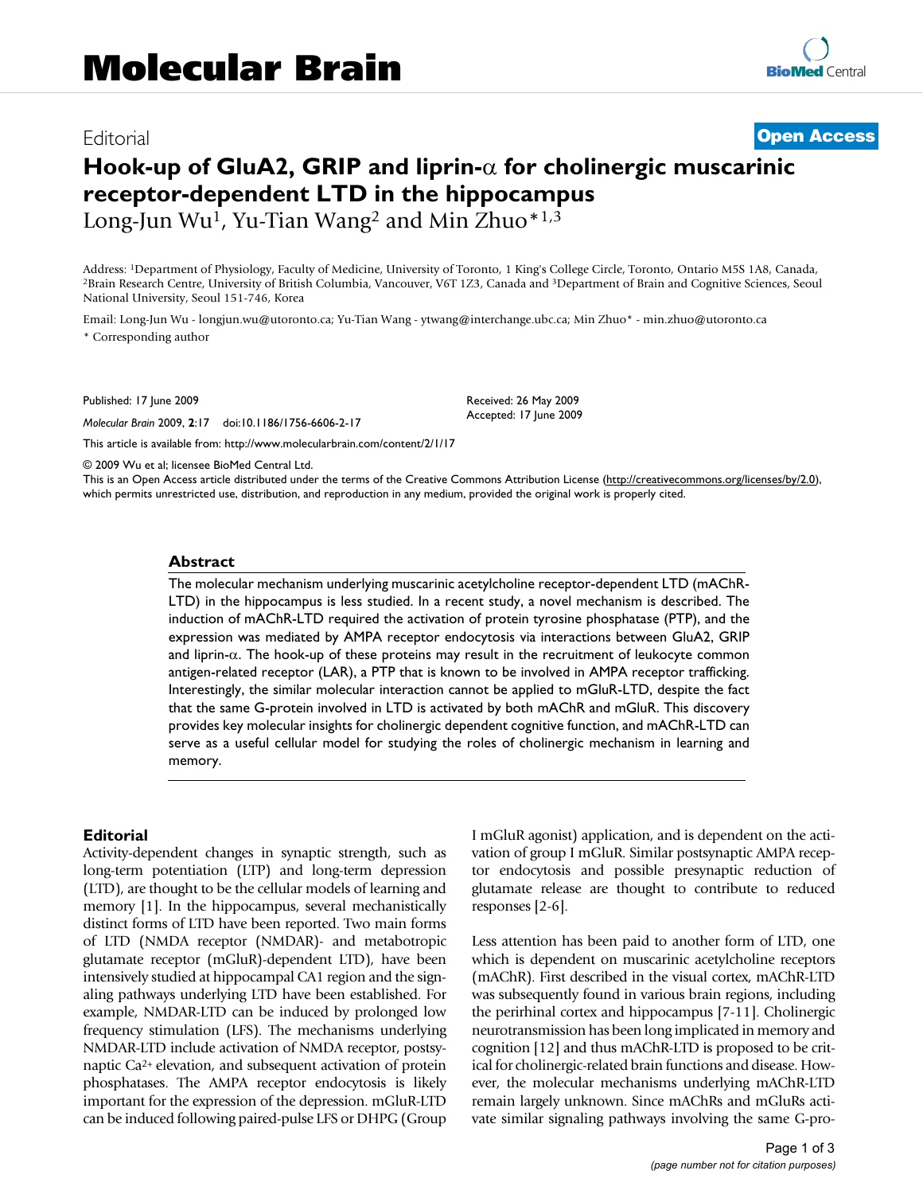# Molecular Brain

Editorial

**Open Access**

# Hook-up of GluA2, GRIP and liprin-α for cholinergic muscarinic receptor-dependent LTD in the hippocampus

Long-Jun Wu[1], Yu-Tian Wang[2] and Min Zhuo*[1,3]

Address: [1]Department of Physiology, Faculty of Medicine, University of Toronto, 1 King's College Circle, Toronto, Ontario M5S 1A8, Canada, [2]Brain Research Centre, University of British Columbia, Vancouver, V6T 1Z3, Canada and [3]Department of Brain and Cognitive Sciences, Seoul National University, Seoul 151-746, Korea

Email: Long-Jun Wu - longjun.wu@utoronto.ca; Yu-Tian Wang - ytwang@interchange.ubc.ca; Min Zhuo* - min.zhuo@utoronto.ca

* Corresponding author

Published: 17 June 2009

*Molecular Brain* 2009, **2**:17 doi:10.1186/1756-6606-2-17

Received: 26 May 2009
Accepted: 17 June 2009

This article is available from: http://www.molecularbrain.com/content/2/1/17

© 2009 Wu et al; licensee BioMed Central Ltd.
This is an Open Access article distributed under the terms of the Creative Commons Attribution License (http://creativecommons.org/licenses/by/2.0), which permits unrestricted use, distribution, and reproduction in any medium, provided the original work is properly cited.

## Abstract

The molecular mechanism underlying muscarinic acetylcholine receptor-dependent LTD (mAChR-LTD) in the hippocampus is less studied. In a recent study, a novel mechanism is described. The induction of mAChR-LTD required the activation of protein tyrosine phosphatase (PTP), and the expression was mediated by AMPA receptor endocytosis via interactions between GluA2, GRIP and liprin-α. The hook-up of these proteins may result in the recruitment of leukocyte common antigen-related receptor (LAR), a PTP that is known to be involved in AMPA receptor trafficking. Interestingly, the similar molecular interaction cannot be applied to mGluR-LTD, despite the fact that the same G-protein involved in LTD is activated by both mAChR and mGluR. This discovery provides key molecular insights for cholinergic dependent cognitive function, and mAChR-LTD can serve as a useful cellular model for studying the roles of cholinergic mechanism in learning and memory.

## Editorial

Activity-dependent changes in synaptic strength, such as long-term potentiation (LTP) and long-term depression (LTD), are thought to be the cellular models of learning and memory [1]. In the hippocampus, several mechanistically distinct forms of LTD have been reported. Two main forms of LTD (NMDA receptor (NMDAR)- and metabotropic glutamate receptor (mGluR)-dependent LTD), have been intensively studied at hippocampal CA1 region and the signaling pathways underlying LTD have been established. For example, NMDAR-LTD can be induced by prolonged low frequency stimulation (LFS). The mechanisms underlying NMDAR-LTD include activation of NMDA receptor, postsynaptic $Ca^{2+}$ elevation, and subsequent activation of protein phosphatases. The AMPA receptor endocytosis is likely important for the expression of the depression. mGluR-LTD can be induced following paired-pulse LFS or DHPG (Group I mGluR agonist) application, and is dependent on the activation of group I mGluR. Similar postsynaptic AMPA receptor endocytosis and possible presynaptic reduction of glutamate release are thought to contribute to reduced responses [2-6].

Less attention has been paid to another form of LTD, one which is dependent on muscarinic acetylcholine receptors (mAChR). First described in the visual cortex, mAChR-LTD was subsequently found in various brain regions, including the perirhinal cortex and hippocampus [7-11]. Cholinergic neurotransmission has been long implicated in memory and cognition [12] and thus mAChR-LTD is proposed to be critical for cholinergic-related brain functions and disease. However, the molecular mechanisms underlying mAChR-LTD remain largely unknown. Since mAChRs and mGluRs activate similar signaling pathways involving the same G-pro-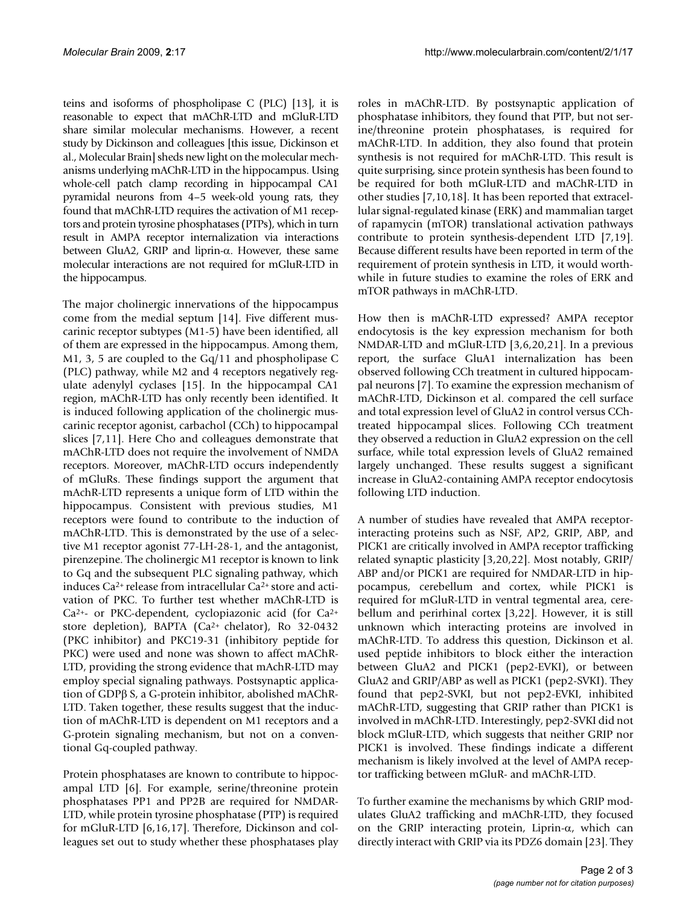teins and isoforms of phospholipase C (PLC) [13], it is reasonable to expect that mAChR-LTD and mGluR-LTD share similar molecular mechanisms. However, a recent study by Dickinson and colleagues [this issue, Dickinson et al., Molecular Brain] sheds new light on the molecular mechanisms underlying mAChR-LTD in the hippocampus. Using whole-cell patch clamp recording in hippocampal CA1 pyramidal neurons from 4–5 week-old young rats, they found that mAChR-LTD requires the activation of M1 receptors and protein tyrosine phosphatases (PTPs), which in turn result in AMPA receptor internalization via interactions between GluA2, GRIP and liprin-α. However, these same molecular interactions are not required for mGluR-LTD in the hippocampus.

The major cholinergic innervations of the hippocampus come from the medial septum [14]. Five different muscarinic receptor subtypes (M1-5) have been identified, all of them are expressed in the hippocampus. Among them, M1, 3, 5 are coupled to the Gq/11 and phospholipase C (PLC) pathway, while M2 and 4 receptors negatively regulate adenylyl cyclases [15]. In the hippocampal CA1 region, mAChR-LTD has only recently been identified. It is induced following application of the cholinergic muscarinic receptor agonist, carbachol (CCh) to hippocampal slices [7,11]. Here Cho and colleagues demonstrate that mAChR-LTD does not require the involvement of NMDA receptors. Moreover, mAChR-LTD occurs independently of mGluRs. These findings support the argument that mAchR-LTD represents a unique form of LTD within the hippocampus. Consistent with previous studies, M1 receptors were found to contribute to the induction of mAChR-LTD. This is demonstrated by the use of a selective M1 receptor agonist 77-LH-28-1, and the antagonist, pirenzepine. The cholinergic M1 receptor is known to link to Gq and the subsequent PLC signaling pathway, which induces $Ca^{2+}$ release from intracellular $Ca^{2+}$ store and activation of PKC. To further test whether mAChR-LTD is $Ca^{2+}$- or PKC-dependent, cyclopiazonic acid (for $Ca^{2+}$ store depletion), BAPTA ($Ca^{2+}$ chelator), Ro 32-0432 (PKC inhibitor) and PKC19-31 (inhibitory peptide for PKC) were used and none was shown to affect mAChR-LTD, providing the strong evidence that mAchR-LTD may employ special signaling pathways. Postsynaptic application of GDPβ S, a G-protein inhibitor, abolished mAChR-LTD. Taken together, these results suggest that the induction of mAChR-LTD is dependent on M1 receptors and a G-protein signaling mechanism, but not on a conventional Gq-coupled pathway.

Protein phosphatases are known to contribute to hippocampal LTD [6]. For example, serine/threonine protein phosphatases PP1 and PP2B are required for NMDAR-LTD, while protein tyrosine phosphatase (PTP) is required for mGluR-LTD [6,16,17]. Therefore, Dickinson and colleagues set out to study whether these phosphatases play roles in mAChR-LTD. By postsynaptic application of phosphatase inhibitors, they found that PTP, but not serine/threonine protein phosphatases, is required for mAChR-LTD. In addition, they also found that protein synthesis is not required for mAChR-LTD. This result is quite surprising, since protein synthesis has been found to be required for both mGluR-LTD and mAChR-LTD in other studies [7,10,18]. It has been reported that extracellular signal-regulated kinase (ERK) and mammalian target of rapamycin (mTOR) translational activation pathways contribute to protein synthesis-dependent LTD [7,19]. Because different results have been reported in term of the requirement of protein synthesis in LTD, it would worthwhile in future studies to examine the roles of ERK and mTOR pathways in mAChR-LTD.

How then is mAChR-LTD expressed? AMPA receptor endocytosis is the key expression mechanism for both NMDAR-LTD and mGluR-LTD [3,6,20,21]. In a previous report, the surface GluA1 internalization has been observed following CCh treatment in cultured hippocampal neurons [7]. To examine the expression mechanism of mAChR-LTD, Dickinson et al. compared the cell surface and total expression level of GluA2 in control versus CCh-treated hippocampal slices. Following CCh treatment they observed a reduction in GluA2 expression on the cell surface, while total expression levels of GluA2 remained largely unchanged. These results suggest a significant increase in GluA2-containing AMPA receptor endocytosis following LTD induction.

A number of studies have revealed that AMPA receptor-interacting proteins such as NSF, AP2, GRIP, ABP, and PICK1 are critically involved in AMPA receptor trafficking related synaptic plasticity [3,20,22]. Most notably, GRIP/ABP and/or PICK1 are required for NMDAR-LTD in hippocampus, cerebellum and cortex, while PICK1 is required for mGluR-LTD in ventral tegmental area, cerebellum and perirhinal cortex [3,22]. However, it is still unknown which interacting proteins are involved in mAChR-LTD. To address this question, Dickinson et al. used peptide inhibitors to block either the interaction between GluA2 and PICK1 (pep2-EVKI), or between GluA2 and GRIP/ABP as well as PICK1 (pep2-SVKI). They found that pep2-SVKI, but not pep2-EVKI, inhibited mAChR-LTD, suggesting that GRIP rather than PICK1 is involved in mAChR-LTD. Interestingly, pep2-SVKI did not block mGluR-LTD, which suggests that neither GRIP nor PICK1 is involved. These findings indicate a different mechanism is likely involved at the level of AMPA receptor trafficking between mGluR- and mAChR-LTD.

To further examine the mechanisms by which GRIP modulates GluA2 trafficking and mAChR-LTD, they focused on the GRIP interacting protein, Liprin-α, which can directly interact with GRIP via its PDZ6 domain [23]. They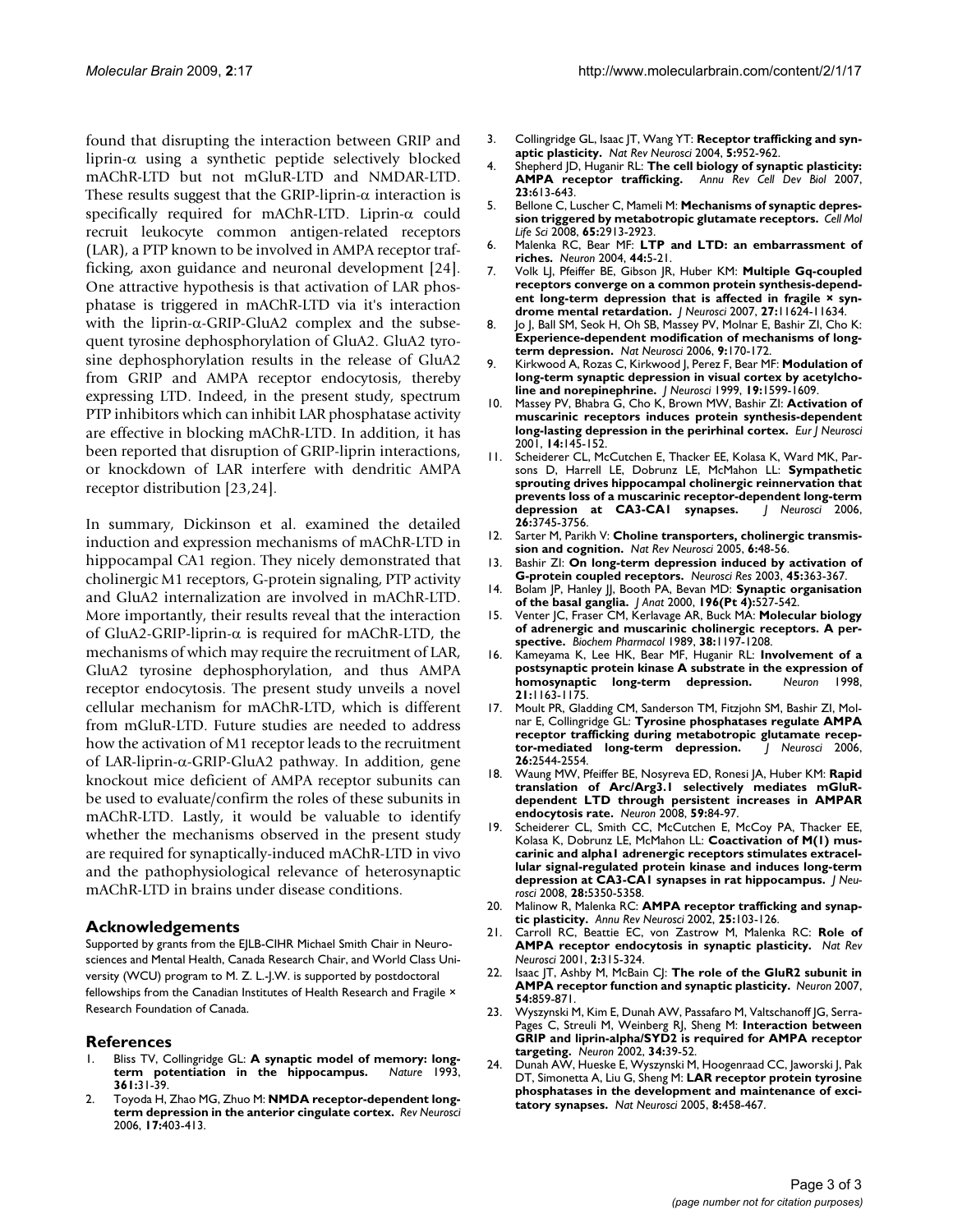found that disrupting the interaction between GRIP and liprin-α using a synthetic peptide selectively blocked mAChR-LTD but not mGluR-LTD and NMDAR-LTD. These results suggest that the GRIP-liprin-α interaction is specifically required for mAChR-LTD. Liprin-α could recruit leukocyte common antigen-related receptors (LAR), a PTP known to be involved in AMPA receptor trafficking, axon guidance and neuronal development [24]. One attractive hypothesis is that activation of LAR phosphatase is triggered in mAChR-LTD via it's interaction with the liprin-α-GRIP-GluA2 complex and the subsequent tyrosine dephosphorylation of GluA2. GluA2 tyrosine dephosphorylation results in the release of GluA2 from GRIP and AMPA receptor endocytosis, thereby expressing LTD. Indeed, in the present study, spectrum PTP inhibitors which can inhibit LAR phosphatase activity are effective in blocking mAChR-LTD. In addition, it has been reported that disruption of GRIP-liprin interactions, or knockdown of LAR interfere with dendritic AMPA receptor distribution [23,24].

In summary, Dickinson et al. examined the detailed induction and expression mechanisms of mAChR-LTD in hippocampal CA1 region. They nicely demonstrated that cholinergic M1 receptors, G-protein signaling, PTP activity and GluA2 internalization are involved in mAChR-LTD. More importantly, their results reveal that the interaction of GluA2-GRIP-liprin-α is required for mAChR-LTD, the mechanisms of which may require the recruitment of LAR, GluA2 tyrosine dephosphorylation, and thus AMPA receptor endocytosis. The present study unveils a novel cellular mechanism for mAChR-LTD, which is different from mGluR-LTD. Future studies are needed to address how the activation of M1 receptor leads to the recruitment of LAR-liprin-α-GRIP-GluA2 pathway. In addition, gene knockout mice deficient of AMPA receptor subunits can be used to evaluate/confirm the roles of these subunits in mAChR-LTD. Lastly, it would be valuable to identify whether the mechanisms observed in the present study are required for synaptically-induced mAChR-LTD in vivo and the pathophysiological relevance of heterosynaptic mAChR-LTD in brains under disease conditions.

## Acknowledgements

Supported by grants from the EJLB-CIHR Michael Smith Chair in Neurosciences and Mental Health, Canada Research Chair, and World Class University (WCU) program to M. Z. L.-J.W. is supported by postdoctoral fellowships from the Canadian Institutes of Health Research and Fragile × Research Foundation of Canada.

## References

1. Bliss TV, Collingridge GL: **A synaptic model of memory: long-term potentiation in the hippocampus.** *Nature* 1993, **361:**31-39.
2. Toyoda H, Zhao MG, Zhuo M: **NMDA receptor-dependent long-term depression in the anterior cingulate cortex.** *Rev Neurosci* 2006, **17:**403-413.
3. Collingridge GL, Isaac JT, Wang YT: **Receptor trafficking and synaptic plasticity.** *Nat Rev Neurosci* 2004, **5:**952-962.
4. Shepherd JD, Huganir RL: **The cell biology of synaptic plasticity: AMPA receptor trafficking.** *Annu Rev Cell Dev Biol* 2007, **23:**613-643.
5. Bellone C, Luscher C, Mameli M: **Mechanisms of synaptic depression triggered by metabotropic glutamate receptors.** *Cell Mol Life Sci* 2008, **65:**2913-2923.
6. Malenka RC, Bear MF: **LTP and LTD: an embarrassment of riches.** *Neuron* 2004, **44:**5-21.
7. Volk LJ, Pfeiffer BE, Gibson JR, Huber KM: **Multiple Gq-coupled receptors converge on a common protein synthesis-dependent long-term depression that is affected in fragile × syndrome mental retardation.** *J Neurosci* 2007, **27:**11624-11634.
8. Jo J, Ball SM, Seok H, Oh SB, Massey PV, Molnar E, Bashir ZI, Cho K: **Experience-dependent modification of mechanisms of long-term depression.** *Nat Neurosci* 2006, **9:**170-172.
9. Kirkwood A, Rozas C, Kirkwood J, Perez F, Bear MF: **Modulation of long-term synaptic depression in visual cortex by acetylcholine and norepinephrine.** *J Neurosci* 1999, **19:**1599-1609.
10. Massey PV, Bhabra G, Cho K, Brown MW, Bashir ZI: **Activation of muscarinic receptors induces protein synthesis-dependent long-lasting depression in the perirhinal cortex.** *Eur J Neurosci* 2001, **14:**145-152.
11. Scheiderer CL, McCutchen E, Thacker EE, Kolasa K, Ward MK, Parsons D, Harrell LE, Dobrunz LE, McMahon LL: **Sympathetic sprouting drives hippocampal cholinergic reinnervation that prevents loss of a muscarinic receptor-dependent long-term depression at CA3-CA1 synapses.** *J Neurosci* 2006, **26:**3745-3756.
12. Sarter M, Parikh V: **Choline transporters, cholinergic transmission and cognition.** *Nat Rev Neurosci* 2005, **6:**48-56.
13. Bashir ZI: **On long-term depression induced by activation of G-protein coupled receptors.** *Neurosci Res* 2003, **45:**363-367.
14. Bolam JP, Hanley JJ, Booth PA, Bevan MD: **Synaptic organisation of the basal ganglia.** *J Anat* 2000, **196(Pt 4):**527-542.
15. Venter JC, Fraser CM, Kerlavage AR, Buck MA: **Molecular biology of adrenergic and muscarinic cholinergic receptors. A perspective.** *Biochem Pharmacol* 1989, **38:**1197-1208.
16. Kameyama K, Lee HK, Bear MF, Huganir RL: **Involvement of a postsynaptic protein kinase A substrate in the expression of homosynaptic long-term depression.** *Neuron* 1998, **21:**1163-1175.
17. Moult PR, Gladding CM, Sanderson TM, Fitzjohn SM, Bashir ZI, Molnar E, Collingridge GL: **Tyrosine phosphatases regulate AMPA receptor trafficking during metabotropic glutamate receptor-mediated long-term depression.** *J Neurosci* 2006, **26:**2544-2554.
18. Waung MW, Pfeiffer BE, Nosyreva ED, Ronesi JA, Huber KM: **Rapid translation of Arc/Arg3.1 selectively mediates mGluR-dependent LTD through persistent increases in AMPAR endocytosis rate.** *Neuron* 2008, **59:**84-97.
19. Scheiderer CL, Smith CC, McCutchen E, McCoy PA, Thacker EE, Kolasa K, Dobrunz LE, McMahon LL: **Coactivation of M(1) muscarinic and alpha1 adrenergic receptors stimulates extracellular signal-regulated protein kinase and induces long-term depression at CA3-CA1 synapses in rat hippocampus.** *J Neurosci* 2008, **28:**5350-5358.
20. Malinow R, Malenka RC: **AMPA receptor trafficking and synaptic plasticity.** *Annu Rev Neurosci* 2002, **25:**103-126.
21. Carroll RC, Beattie EC, von Zastrow M, Malenka RC: **Role of AMPA receptor endocytosis in synaptic plasticity.** *Nat Rev Neurosci* 2001, **2:**315-324.
22. Isaac JT, Ashby M, McBain CJ: **The role of the GluR2 subunit in AMPA receptor function and synaptic plasticity.** *Neuron* 2007, **54:**859-871.
23. Wyszynski M, Kim E, Dunah AW, Passafaro M, Valtschanoff JG, Serra-Pages C, Streuli M, Weinberg RJ, Sheng M: **Interaction between GRIP and liprin-alpha/SYD2 is required for AMPA receptor targeting.** *Neuron* 2002, **34:**39-52.
24. Dunah AW, Hueske E, Wyszynski M, Hoogenraad CC, Jaworski J, Pak DT, Simonetta A, Liu G, Sheng M: **LAR receptor protein tyrosine phosphatases in the development and maintenance of excitatory synapses.** *Nat Neurosci* 2005, **8:**458-467.